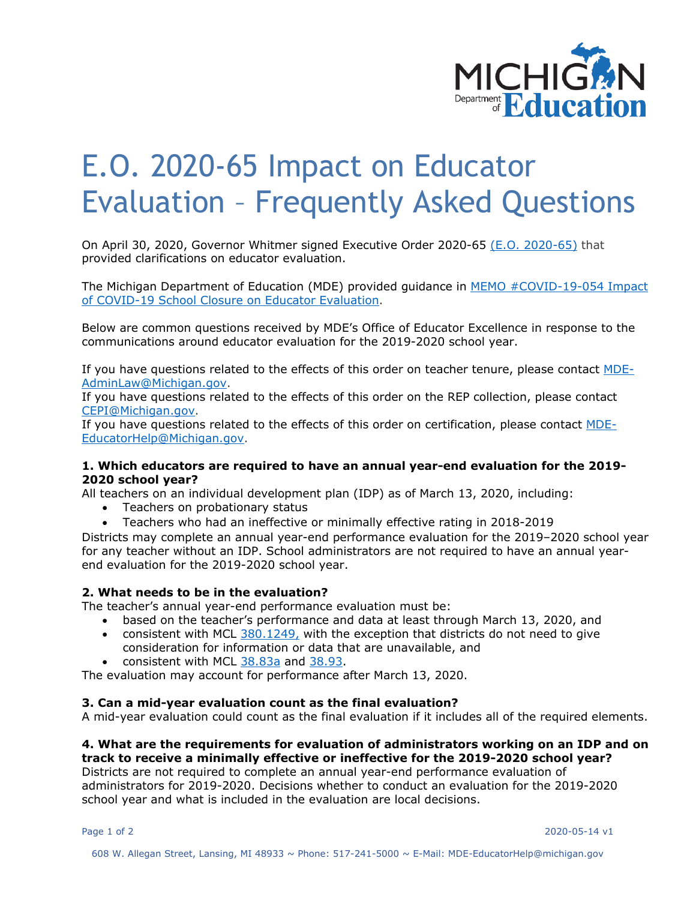# E.O. 2020-65 Impact on Educator Evaluation – Frequently Asked Questions

On April 30, 2020, Governor Whitmer signed Executive Order 2020-65 (E.O. 2020-65) that provided clarifications on educator evaluation.

The Michigan Department of Education (MDE) provided guidance in MEMO #COVID-19-054 Impact of COVID-19 School Closure on Educator Evaluation.

Below are common questions received by MDE's Office of Educator Excellence in response to the communications around educator evaluation for the 2019-2020 school year.

If you have questions related to the effects of this order on teacher tenure, please contact MDE-AdminLaw@Michigan.gov.
If you have questions related to the effects of this order on the REP collection, please contact CEPI@Michigan.gov.
If you have questions related to the effects of this order on certification, please contact MDE-EducatorHelp@Michigan.gov.

**1. Which educators are required to have an annual year-end evaluation for the 2019-2020 school year?**

All teachers on an individual development plan (IDP) as of March 13, 2020, including:

- Teachers on probationary status
- Teachers who had an ineffective or minimally effective rating in 2018-2019

Districts may complete an annual year-end performance evaluation for the 2019–2020 school year for any teacher without an IDP. School administrators are not required to have an annual year-end evaluation for the 2019-2020 school year.

**2. What needs to be in the evaluation?**

The teacher's annual year-end performance evaluation must be:

- based on the teacher's performance and data at least through March 13, 2020, and
- consistent with MCL 380.1249, with the exception that districts do not need to give consideration for information or data that are unavailable, and
- consistent with MCL 38.83a and 38.93.

The evaluation may account for performance after March 13, 2020.

**3. Can a mid-year evaluation count as the final evaluation?**

A mid-year evaluation could count as the final evaluation if it includes all of the required elements.

**4. What are the requirements for evaluation of administrators working on an IDP and on track to receive a minimally effective or ineffective for the 2019-2020 school year?**

Districts are not required to complete an annual year-end performance evaluation of administrators for 2019-2020. Decisions whether to conduct an evaluation for the 2019-2020 school year and what is included in the evaluation are local decisions.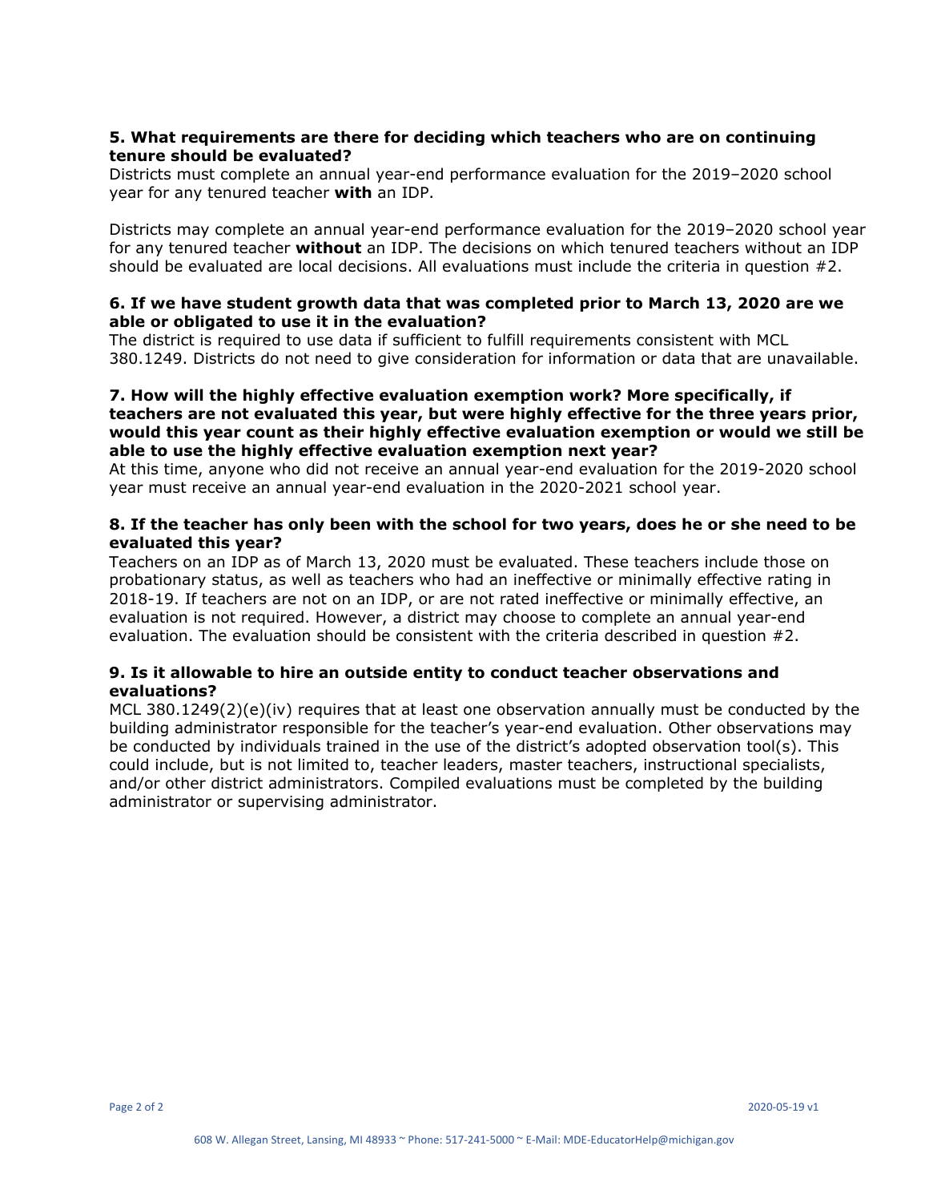**5. What requirements are there for deciding which teachers who are on continuing tenure should be evaluated?**

Districts must complete an annual year-end performance evaluation for the 2019–2020 school year for any tenured teacher **with** an IDP.

Districts may complete an annual year-end performance evaluation for the 2019–2020 school year for any tenured teacher **without** an IDP. The decisions on which tenured teachers without an IDP should be evaluated are local decisions. All evaluations must include the criteria in question #2.

**6. If we have student growth data that was completed prior to March 13, 2020 are we able or obligated to use it in the evaluation?**

The district is required to use data if sufficient to fulfill requirements consistent with MCL 380.1249. Districts do not need to give consideration for information or data that are unavailable.

**7. How will the highly effective evaluation exemption work? More specifically, if teachers are not evaluated this year, but were highly effective for the three years prior, would this year count as their highly effective evaluation exemption or would we still be able to use the highly effective evaluation exemption next year?**

At this time, anyone who did not receive an annual year-end evaluation for the 2019-2020 school year must receive an annual year-end evaluation in the 2020-2021 school year.

**8. If the teacher has only been with the school for two years, does he or she need to be evaluated this year?**

Teachers on an IDP as of March 13, 2020 must be evaluated. These teachers include those on probationary status, as well as teachers who had an ineffective or minimally effective rating in 2018-19. If teachers are not on an IDP, or are not rated ineffective or minimally effective, an evaluation is not required. However, a district may choose to complete an annual year-end evaluation. The evaluation should be consistent with the criteria described in question #2.

**9. Is it allowable to hire an outside entity to conduct teacher observations and evaluations?**

MCL 380.1249(2)(e)(iv) requires that at least one observation annually must be conducted by the building administrator responsible for the teacher's year-end evaluation. Other observations may be conducted by individuals trained in the use of the district's adopted observation tool(s). This could include, but is not limited to, teacher leaders, master teachers, instructional specialists, and/or other district administrators. Compiled evaluations must be completed by the building administrator or supervising administrator.